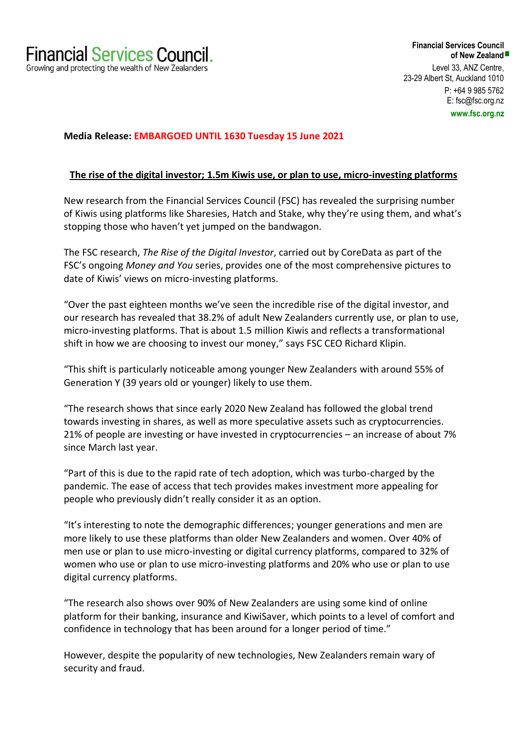**Financial Services Council.**
Growing and protecting the wealth of New Zealanders

**Financial Services Council of New Zealand**
Level 33, ANZ Centre,
23-29 Albert St, Auckland 1010
P: +64 9 985 5762
E: fsc@fsc.org.nz
**www.fsc.org.nz**

**Media Release: EMBARGOED UNTIL 1630 Tuesday 15 June 2021**

**The rise of the digital investor; 1.5m Kiwis use, or plan to use, micro-investing platforms**

New research from the Financial Services Council (FSC) has revealed the surprising number of Kiwis using platforms like Sharesies, Hatch and Stake, why they're using them, and what's stopping those who haven't yet jumped on the bandwagon.

The FSC research, *The Rise of the Digital Investor*, carried out by CoreData as part of the FSC's ongoing *Money and You* series, provides one of the most comprehensive pictures to date of Kiwis' views on micro-investing platforms.

"Over the past eighteen months we've seen the incredible rise of the digital investor, and our research has revealed that 38.2% of adult New Zealanders currently use, or plan to use, micro-investing platforms. That is about 1.5 million Kiwis and reflects a transformational shift in how we are choosing to invest our money," says FSC CEO Richard Klipin.

"This shift is particularly noticeable among younger New Zealanders with around 55% of Generation Y (39 years old or younger) likely to use them.

"The research shows that since early 2020 New Zealand has followed the global trend towards investing in shares, as well as more speculative assets such as cryptocurrencies. 21% of people are investing or have invested in cryptocurrencies – an increase of about 7% since March last year.

"Part of this is due to the rapid rate of tech adoption, which was turbo-charged by the pandemic. The ease of access that tech provides makes investment more appealing for people who previously didn't really consider it as an option.

"It's interesting to note the demographic differences; younger generations and men are more likely to use these platforms than older New Zealanders and women. Over 40% of men use or plan to use micro-investing or digital currency platforms, compared to 32% of women who use or plan to use micro-investing platforms and 20% who use or plan to use digital currency platforms.

"The research also shows over 90% of New Zealanders are using some kind of online platform for their banking, insurance and KiwiSaver, which points to a level of comfort and confidence in technology that has been around for a longer period of time."

However, despite the popularity of new technologies, New Zealanders remain wary of security and fraud.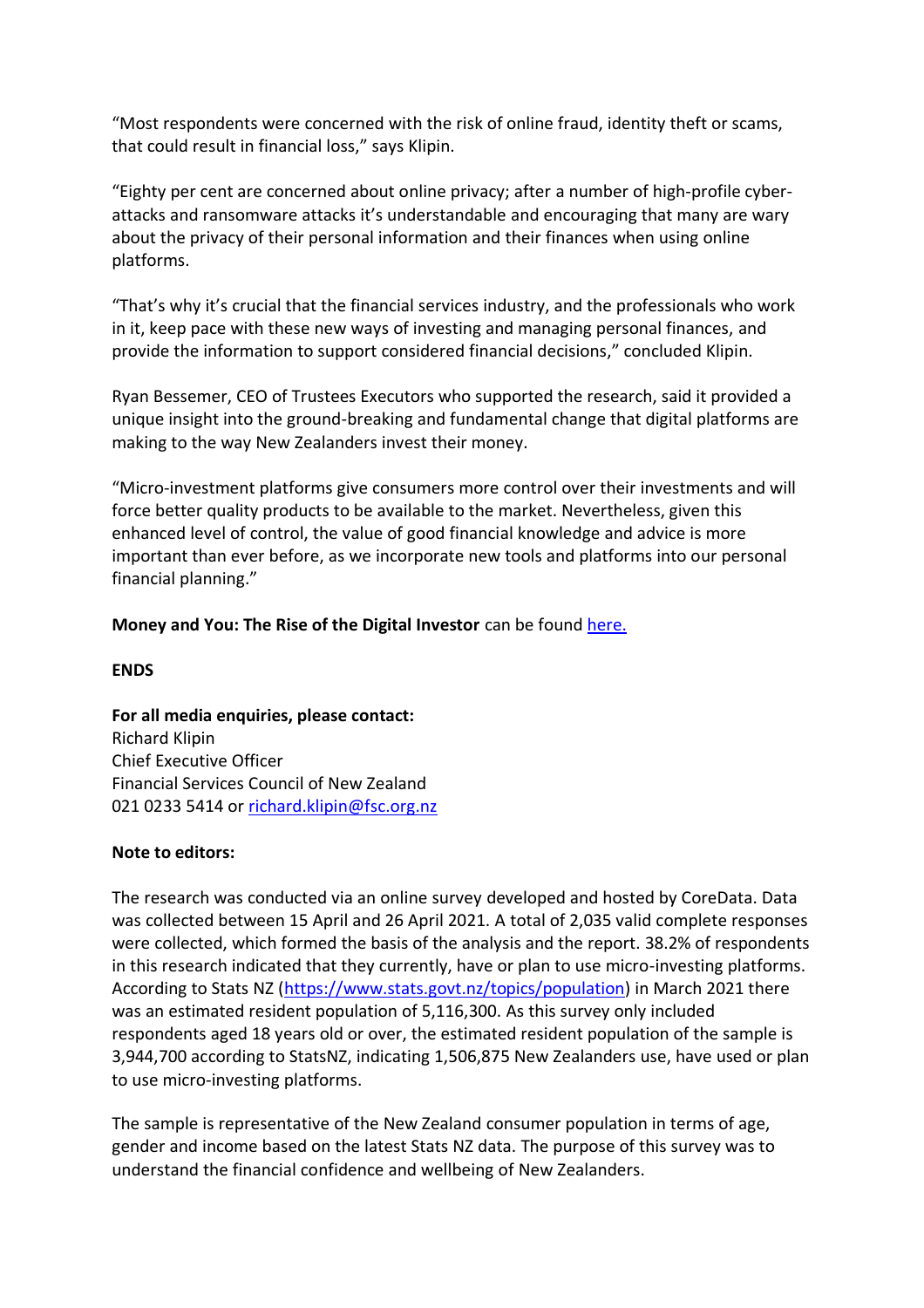"Most respondents were concerned with the risk of online fraud, identity theft or scams, that could result in financial loss," says Klipin.

"Eighty per cent are concerned about online privacy; after a number of high-profile cyber-attacks and ransomware attacks it's understandable and encouraging that many are wary about the privacy of their personal information and their finances when using online platforms.

"That's why it's crucial that the financial services industry, and the professionals who work in it, keep pace with these new ways of investing and managing personal finances, and provide the information to support considered financial decisions," concluded Klipin.

Ryan Bessemer, CEO of Trustees Executors who supported the research, said it provided a unique insight into the ground-breaking and fundamental change that digital platforms are making to the way New Zealanders invest their money.

"Micro-investment platforms give consumers more control over their investments and will force better quality products to be available to the market. Nevertheless, given this enhanced level of control, the value of good financial knowledge and advice is more important than ever before, as we incorporate new tools and platforms into our personal financial planning."

**Money and You: The Rise of the Digital Investor** can be found here.

**ENDS**

**For all media enquiries, please contact:**
Richard Klipin
Chief Executive Officer
Financial Services Council of New Zealand
021 0233 5414 or richard.klipin@fsc.org.nz

**Note to editors:**

The research was conducted via an online survey developed and hosted by CoreData. Data was collected between 15 April and 26 April 2021. A total of 2,035 valid complete responses were collected, which formed the basis of the analysis and the report. 38.2% of respondents in this research indicated that they currently, have or plan to use micro-investing platforms. According to Stats NZ (https://www.stats.govt.nz/topics/population) in March 2021 there was an estimated resident population of 5,116,300. As this survey only included respondents aged 18 years old or over, the estimated resident population of the sample is 3,944,700 according to StatsNZ, indicating 1,506,875 New Zealanders use, have used or plan to use micro-investing platforms.

The sample is representative of the New Zealand consumer population in terms of age, gender and income based on the latest Stats NZ data. The purpose of this survey was to understand the financial confidence and wellbeing of New Zealanders.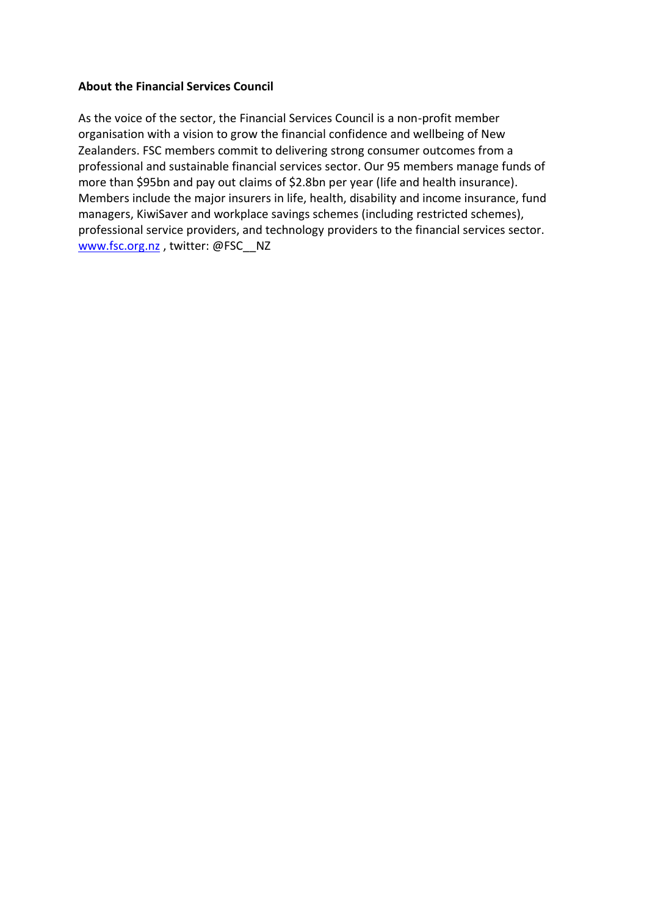**About the Financial Services Council**

As the voice of the sector, the Financial Services Council is a non-profit member organisation with a vision to grow the financial confidence and wellbeing of New Zealanders. FSC members commit to delivering strong consumer outcomes from a professional and sustainable financial services sector. Our 95 members manage funds of more than $95bn and pay out claims of $2.8bn per year (life and health insurance). Members include the major insurers in life, health, disability and income insurance, fund managers, KiwiSaver and workplace savings schemes (including restricted schemes), professional service providers, and technology providers to the financial services sector. [www.fsc.org.nz](http://www.fsc.org.nz) , twitter: @FSC__NZ